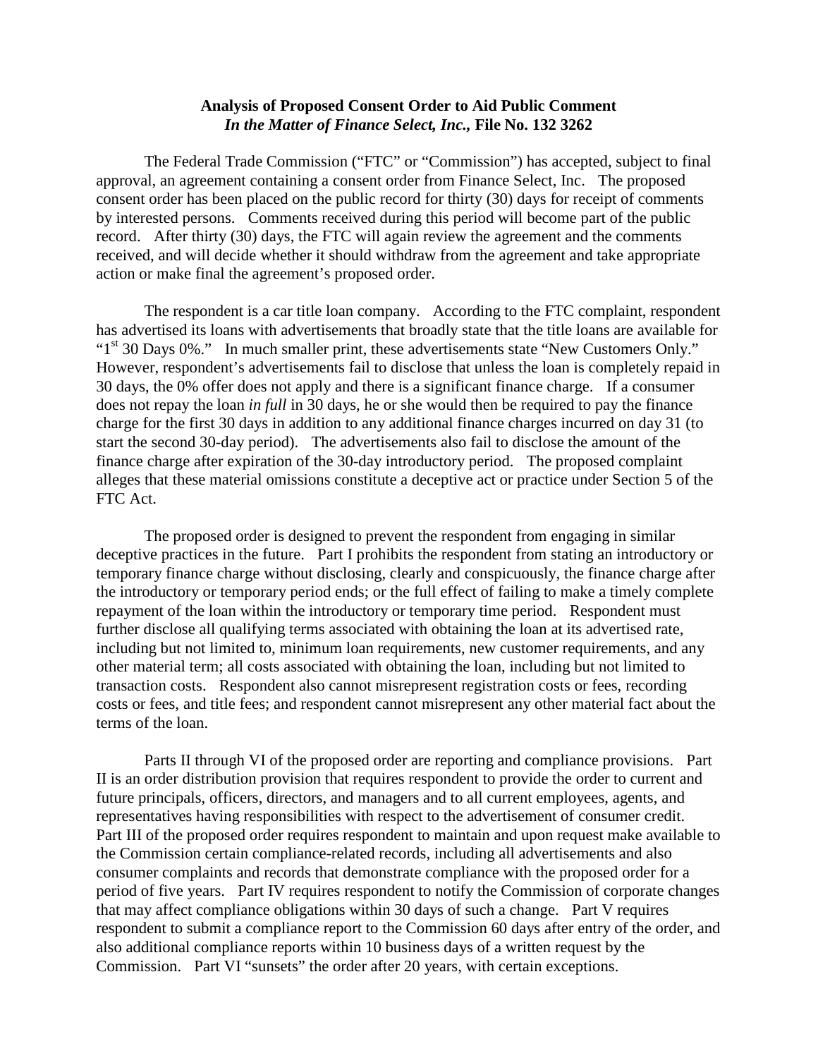**Analysis of Proposed Consent Order to Aid Public Comment**
***In the Matter of Finance Select, Inc.,* File No. 132 3262**

The Federal Trade Commission ("FTC" or "Commission") has accepted, subject to final approval, an agreement containing a consent order from Finance Select, Inc. The proposed consent order has been placed on the public record for thirty (30) days for receipt of comments by interested persons. Comments received during this period will become part of the public record. After thirty (30) days, the FTC will again review the agreement and the comments received, and will decide whether it should withdraw from the agreement and take appropriate action or make final the agreement's proposed order.

The respondent is a car title loan company. According to the FTC complaint, respondent has advertised its loans with advertisements that broadly state that the title loans are available for "1st 30 Days 0%." In much smaller print, these advertisements state "New Customers Only." However, respondent's advertisements fail to disclose that unless the loan is completely repaid in 30 days, the 0% offer does not apply and there is a significant finance charge. If a consumer does not repay the loan *in full* in 30 days, he or she would then be required to pay the finance charge for the first 30 days in addition to any additional finance charges incurred on day 31 (to start the second 30-day period). The advertisements also fail to disclose the amount of the finance charge after expiration of the 30-day introductory period. The proposed complaint alleges that these material omissions constitute a deceptive act or practice under Section 5 of the FTC Act.

The proposed order is designed to prevent the respondent from engaging in similar deceptive practices in the future. Part I prohibits the respondent from stating an introductory or temporary finance charge without disclosing, clearly and conspicuously, the finance charge after the introductory or temporary period ends; or the full effect of failing to make a timely complete repayment of the loan within the introductory or temporary time period. Respondent must further disclose all qualifying terms associated with obtaining the loan at its advertised rate, including but not limited to, minimum loan requirements, new customer requirements, and any other material term; all costs associated with obtaining the loan, including but not limited to transaction costs. Respondent also cannot misrepresent registration costs or fees, recording costs or fees, and title fees; and respondent cannot misrepresent any other material fact about the terms of the loan.

Parts II through VI of the proposed order are reporting and compliance provisions. Part II is an order distribution provision that requires respondent to provide the order to current and future principals, officers, directors, and managers and to all current employees, agents, and representatives having responsibilities with respect to the advertisement of consumer credit. Part III of the proposed order requires respondent to maintain and upon request make available to the Commission certain compliance-related records, including all advertisements and also consumer complaints and records that demonstrate compliance with the proposed order for a period of five years. Part IV requires respondent to notify the Commission of corporate changes that may affect compliance obligations within 30 days of such a change. Part V requires respondent to submit a compliance report to the Commission 60 days after entry of the order, and also additional compliance reports within 10 business days of a written request by the Commission. Part VI "sunsets" the order after 20 years, with certain exceptions.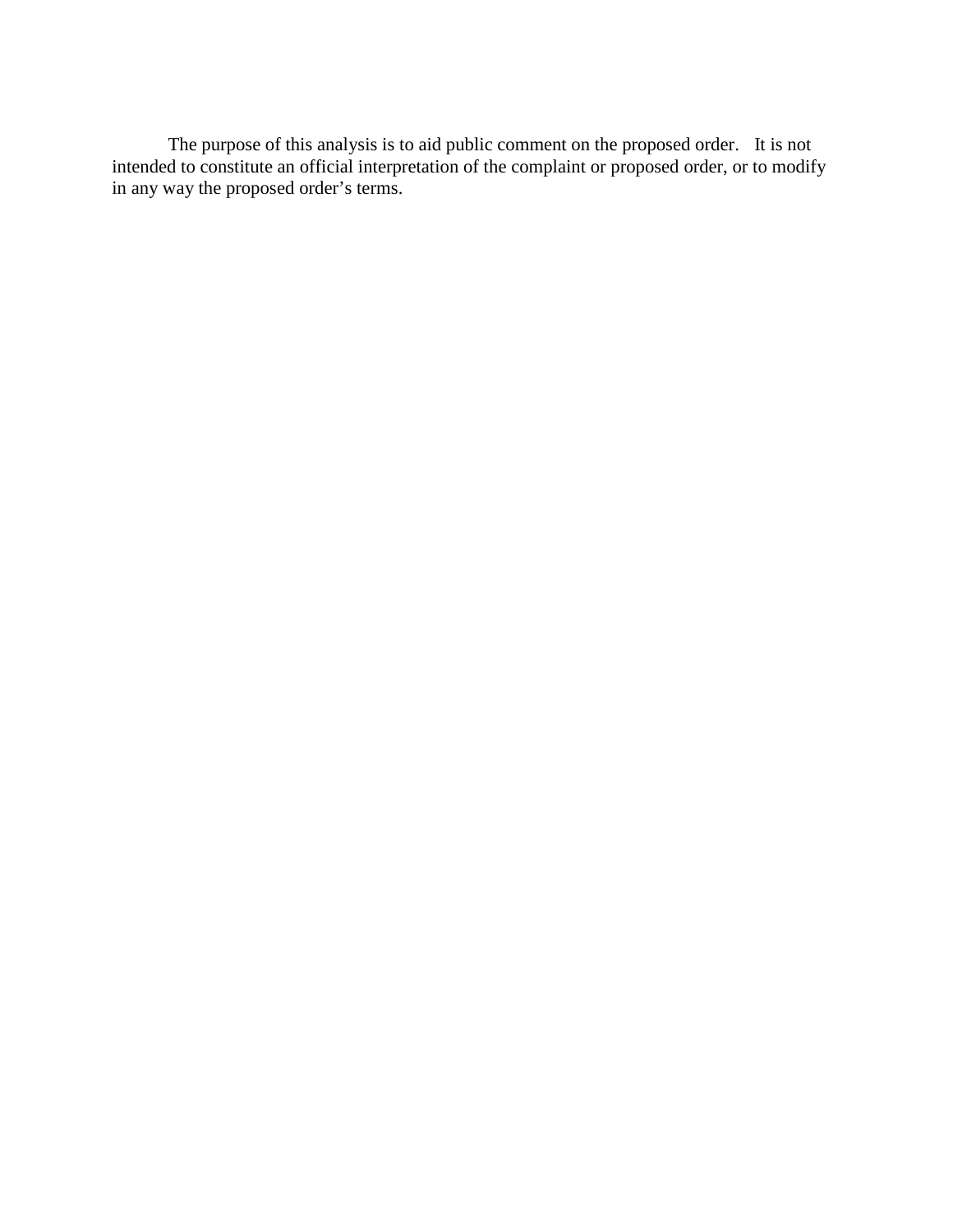The purpose of this analysis is to aid public comment on the proposed order. It is not intended to constitute an official interpretation of the complaint or proposed order, or to modify in any way the proposed order's terms.